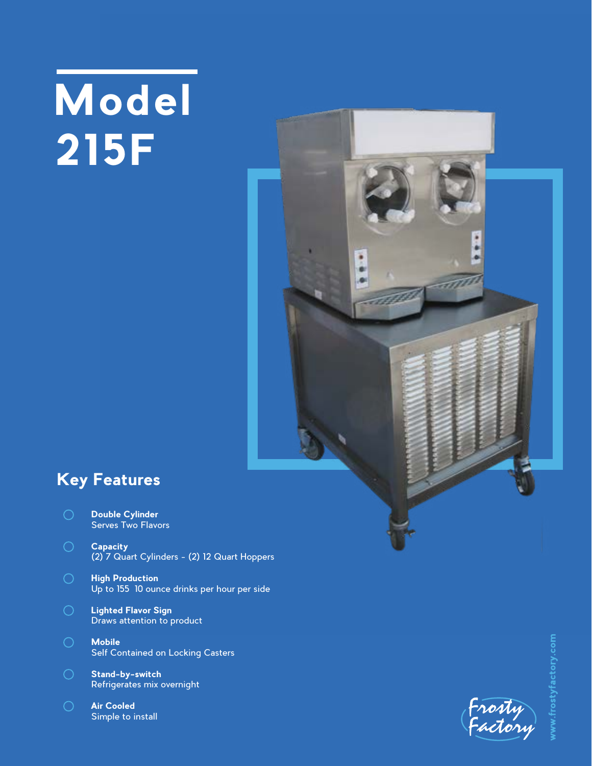# Model 215F

## Key Features

- **Double Cylinder**
  Serves Two Flavors
- **Capacity**
  (2) 7 Quart Cylinders - (2) 12 Quart Hoppers
- **High Production**
  Up to 155 10 ounce drinks per hour per side
- **Lighted Flavor Sign**
  Draws attention to product
- **Mobile**
  Self Contained on Locking Casters
- **Stand-by-switch**
  Refrigerates mix overnight
- **Air Cooled**
  Simple to install

Frosty Factory

www.frostyfactory.com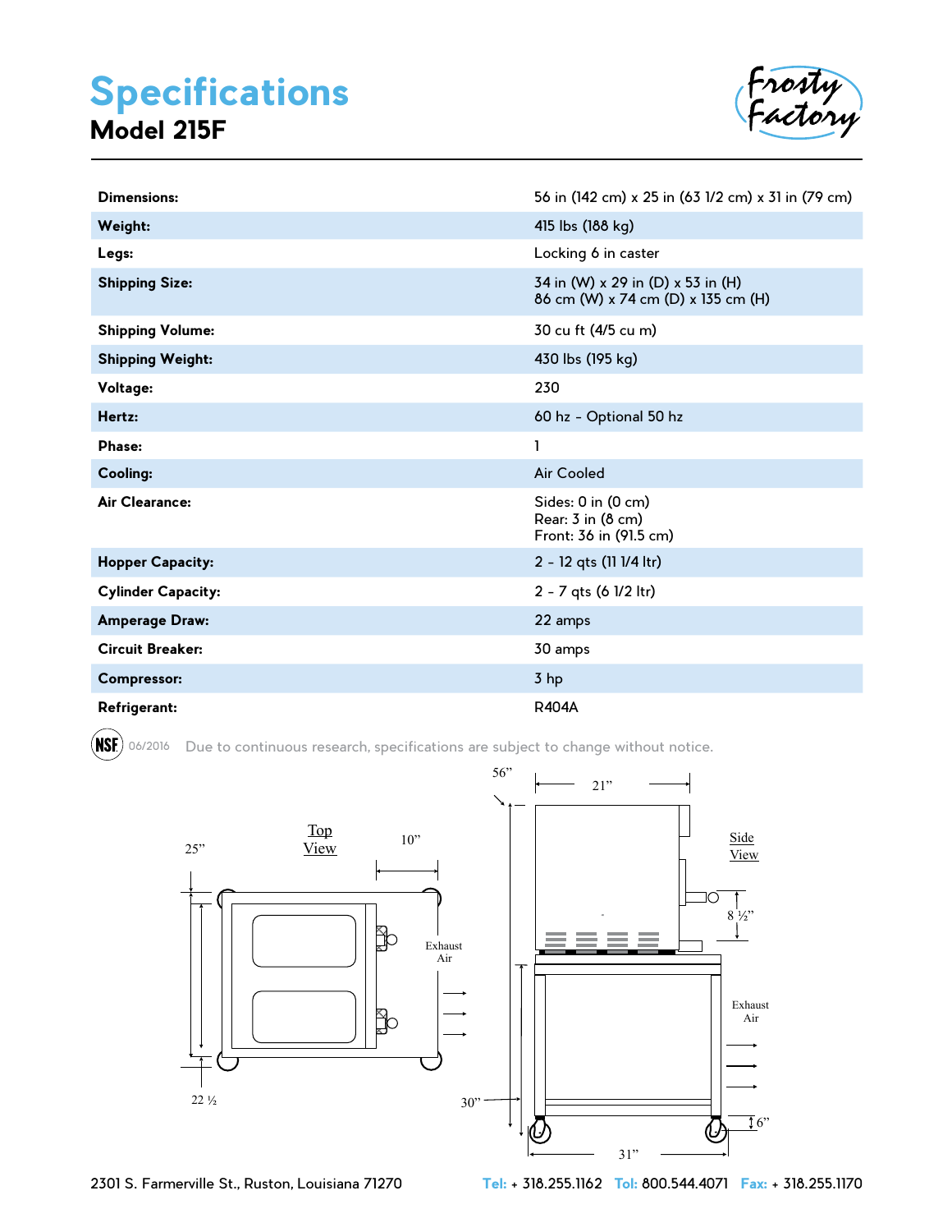# Specifications

## Model 215F

Frosty Factory

| | |
|---|---|
| **Dimensions:** | 56 in (142 cm) x 25 in (63 1/2 cm) x 31 in (79 cm) |
| **Weight:** | 415 lbs (188 kg) |
| **Legs:** | Locking 6 in caster |
| **Shipping Size:** | 34 in (W) x 29 in (D) x 53 in (H)<br>86 cm (W) x 74 cm (D) x 135 cm (H) |
| **Shipping Volume:** | 30 cu ft (4/5 cu m) |
| **Shipping Weight:** | 430 lbs (195 kg) |
| **Voltage:** | 230 |
| **Hertz:** | 60 hz - Optional 50 hz |
| **Phase:** | 1 |
| **Cooling:** | Air Cooled |
| **Air Clearance:** | Sides: 0 in (0 cm)<br>Rear: 3 in (8 cm)<br>Front: 36 in (91.5 cm) |
| **Hopper Capacity:** | 2 - 12 qts (11 1/4 ltr) |
| **Cylinder Capacity:** | 2 - 7 qts (6 1/2 ltr) |
| **Amperage Draw:** | 22 amps |
| **Circuit Breaker:** | 30 amps |
| **Compressor:** | 3 hp |
| **Refrigerant:** | R404A |

NSF 06/2016 Due to continuous research, specifications are subject to change without notice.

Top View

25”

10”

Exhaust Air

22 ½

56”

21”

Side View

8 ½”

Exhaust Air

30”

6”

31”

2301 S. Farmerville St., Ruston, Louisiana 71270 Tel: + 318.255.1162 Tol: 800.544.4071 Fax: + 318.255.1170